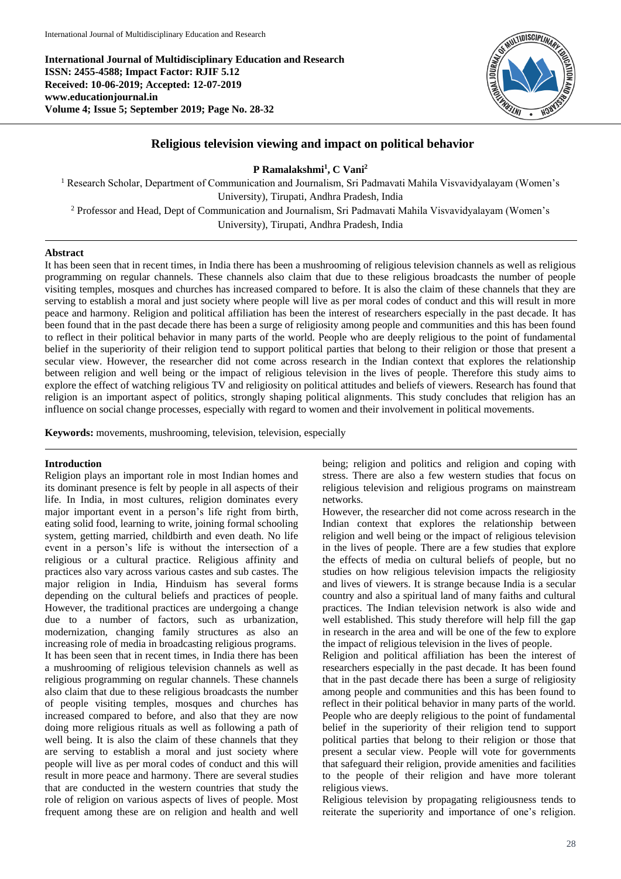International Journal of Multidisciplinary Education and Research
ISSN: 2455-4588; Impact Factor: RJIF 5.12
Received: 10-06-2019; Accepted: 12-07-2019
www.educationjournal.in
Volume 4; Issue 5; September 2019; Page No. 28-32

# Religious television viewing and impact on political behavior

**P Ramalakshmi[1], C Vani[2]**

[1] Research Scholar, Department of Communication and Journalism, Sri Padmavati Mahila Visvavidyalayam (Women's University), Tirupati, Andhra Pradesh, India

[2] Professor and Head, Dept of Communication and Journalism, Sri Padmavati Mahila Visvavidyalayam (Women's University), Tirupati, Andhra Pradesh, India

## Abstract

It has been seen that in recent times, in India there has been a mushrooming of religious television channels as well as religious programming on regular channels. These channels also claim that due to these religious broadcasts the number of people visiting temples, mosques and churches has increased compared to before. It is also the claim of these channels that they are serving to establish a moral and just society where people will live as per moral codes of conduct and this will result in more peace and harmony. Religion and political affiliation has been the interest of researchers especially in the past decade. It has been found that in the past decade there has been a surge of religiosity among people and communities and this has been found to reflect in their political behavior in many parts of the world. People who are deeply religious to the point of fundamental belief in the superiority of their religion tend to support political parties that belong to their religion or those that present a secular view. However, the researcher did not come across research in the Indian context that explores the relationship between religion and well being or the impact of religious television in the lives of people. Therefore this study aims to explore the effect of watching religious TV and religiosity on political attitudes and beliefs of viewers. Research has found that religion is an important aspect of politics, strongly shaping political alignments. This study concludes that religion has an influence on social change processes, especially with regard to women and their involvement in political movements.

**Keywords:** movements, mushrooming, television, television, especially

## Introduction

Religion plays an important role in most Indian homes and its dominant presence is felt by people in all aspects of their life. In India, in most cultures, religion dominates every major important event in a person's life right from birth, eating solid food, learning to write, joining formal schooling system, getting married, childbirth and even death. No life event in a person's life is without the intersection of a religious or a cultural practice. Religious affinity and practices also vary across various castes and sub castes. The major religion in India, Hinduism has several forms depending on the cultural beliefs and practices of people. However, the traditional practices are undergoing a change due to a number of factors, such as urbanization, modernization, changing family structures as also an increasing role of media in broadcasting religious programs.

It has been seen that in recent times, in India there has been a mushrooming of religious television channels as well as religious programming on regular channels. These channels also claim that due to these religious broadcasts the number of people visiting temples, mosques and churches has increased compared to before, and also that they are now doing more religious rituals as well as following a path of well being. It is also the claim of these channels that they are serving to establish a moral and just society where people will live as per moral codes of conduct and this will result in more peace and harmony. There are several studies that are conducted in the western countries that study the role of religion on various aspects of lives of people. Most frequent among these are on religion and health and well being; religion and politics and religion and coping with stress. There are also a few western studies that focus on religious television and religious programs on mainstream networks.

However, the researcher did not come across research in the Indian context that explores the relationship between religion and well being or the impact of religious television in the lives of people. There are a few studies that explore the effects of media on cultural beliefs of people, but no studies on how religious television impacts the religiosity and lives of viewers. It is strange because India is a secular country and also a spiritual land of many faiths and cultural practices. The Indian television network is also wide and well established. This study therefore will help fill the gap in research in the area and will be one of the few to explore the impact of religious television in the lives of people.

Religion and political affiliation has been the interest of researchers especially in the past decade. It has been found that in the past decade there has been a surge of religiosity among people and communities and this has been found to reflect in their political behavior in many parts of the world. People who are deeply religious to the point of fundamental belief in the superiority of their religion tend to support political parties that belong to their religion or those that present a secular view. People will vote for governments that safeguard their religion, provide amenities and facilities to the people of their religion and have more tolerant religious views.

Religious television by propagating religiousness tends to reiterate the superiority and importance of one's religion.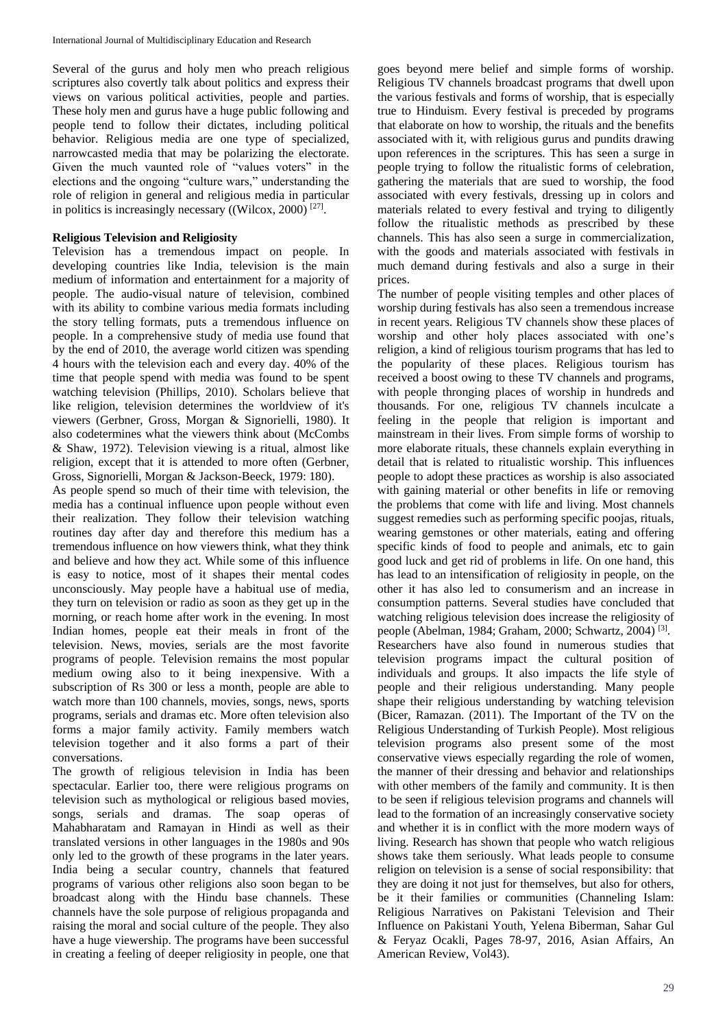Several of the gurus and holy men who preach religious scriptures also covertly talk about politics and express their views on various political activities, people and parties. These holy men and gurus have a huge public following and people tend to follow their dictates, including political behavior. Religious media are one type of specialized, narrowcasted media that may be polarizing the electorate. Given the much vaunted role of "values voters" in the elections and the ongoing "culture wars," understanding the role of religion in general and religious media in particular in politics is increasingly necessary ((Wilcox, 2000) [27].

**Religious Television and Religiosity**

Television has a tremendous impact on people. In developing countries like India, television is the main medium of information and entertainment for a majority of people. The audio-visual nature of television, combined with its ability to combine various media formats including the story telling formats, puts a tremendous influence on people. In a comprehensive study of media use found that by the end of 2010, the average world citizen was spending 4 hours with the television each and every day. 40% of the time that people spend with media was found to be spent watching television (Phillips, 2010). Scholars believe that like religion, television determines the worldview of it's viewers (Gerbner, Gross, Morgan & Signorielli, 1980). It also codetermines what the viewers think about (McCombs & Shaw, 1972). Television viewing is a ritual, almost like religion, except that it is attended to more often (Gerbner, Gross, Signorielli, Morgan & Jackson-Beeck, 1979: 180).

As people spend so much of their time with television, the media has a continual influence upon people without even their realization. They follow their television watching routines day after day and therefore this medium has a tremendous influence on how viewers think, what they think and believe and how they act. While some of this influence is easy to notice, most of it shapes their mental codes unconsciously. May people have a habitual use of media, they turn on television or radio as soon as they get up in the morning, or reach home after work in the evening. In most Indian homes, people eat their meals in front of the television. News, movies, serials are the most favorite programs of people. Television remains the most popular medium owing also to it being inexpensive. With a subscription of Rs 300 or less a month, people are able to watch more than 100 channels, movies, songs, news, sports programs, serials and dramas etc. More often television also forms a major family activity. Family members watch television together and it also forms a part of their conversations.

The growth of religious television in India has been spectacular. Earlier too, there were religious programs on television such as mythological or religious based movies, songs, serials and dramas. The soap operas of Mahabharatam and Ramayan in Hindi as well as their translated versions in other languages in the 1980s and 90s only led to the growth of these programs in the later years. India being a secular country, channels that featured programs of various other religions also soon began to be broadcast along with the Hindu base channels. These channels have the sole purpose of religious propaganda and raising the moral and social culture of the people. They also have a huge viewership. The programs have been successful in creating a feeling of deeper religiosity in people, one that goes beyond mere belief and simple forms of worship. Religious TV channels broadcast programs that dwell upon the various festivals and forms of worship, that is especially true to Hinduism. Every festival is preceded by programs that elaborate on how to worship, the rituals and the benefits associated with it, with religious gurus and pundits drawing upon references in the scriptures. This has seen a surge in people trying to follow the ritualistic forms of celebration, gathering the materials that are sued to worship, the food associated with every festivals, dressing up in colors and materials related to every festival and trying to diligently follow the ritualistic methods as prescribed by these channels. This has also seen a surge in commercialization, with the goods and materials associated with festivals in much demand during festivals and also a surge in their prices.

The number of people visiting temples and other places of worship during festivals has also seen a tremendous increase in recent years. Religious TV channels show these places of worship and other holy places associated with one's religion, a kind of religious tourism programs that has led to the popularity of these places. Religious tourism has received a boost owing to these TV channels and programs, with people thronging places of worship in hundreds and thousands. For one, religious TV channels inculcate a feeling in the people that religion is important and mainstream in their lives. From simple forms of worship to more elaborate rituals, these channels explain everything in detail that is related to ritualistic worship. This influences people to adopt these practices as worship is also associated with gaining material or other benefits in life or removing the problems that come with life and living. Most channels suggest remedies such as performing specific poojas, rituals, wearing gemstones or other materials, eating and offering specific kinds of food to people and animals, etc to gain good luck and get rid of problems in life. On one hand, this has lead to an intensification of religiosity in people, on the other it has also led to consumerism and an increase in consumption patterns. Several studies have concluded that watching religious television does increase the religiosity of people (Abelman, 1984; Graham, 2000; Schwartz, 2004) [3].

Researchers have also found in numerous studies that television programs impact the cultural position of individuals and groups. It also impacts the life style of people and their religious understanding. Many people shape their religious understanding by watching television (Bicer, Ramazan. (2011). The Important of the TV on the Religious Understanding of Turkish People). Most religious television programs also present some of the most conservative views especially regarding the role of women, the manner of their dressing and behavior and relationships with other members of the family and community. It is then to be seen if religious television programs and channels will lead to the formation of an increasingly conservative society and whether it is in conflict with the more modern ways of living. Research has shown that people who watch religious shows take them seriously. What leads people to consume religion on television is a sense of social responsibility: that they are doing it not just for themselves, but also for others, be it their families or communities (Channeling Islam: Religious Narratives on Pakistani Television and Their Influence on Pakistani Youth, Yelena Biberman, Sahar Gul & Feryaz Ocakli, Pages 78-97, 2016, Asian Affairs, An American Review, Vol43).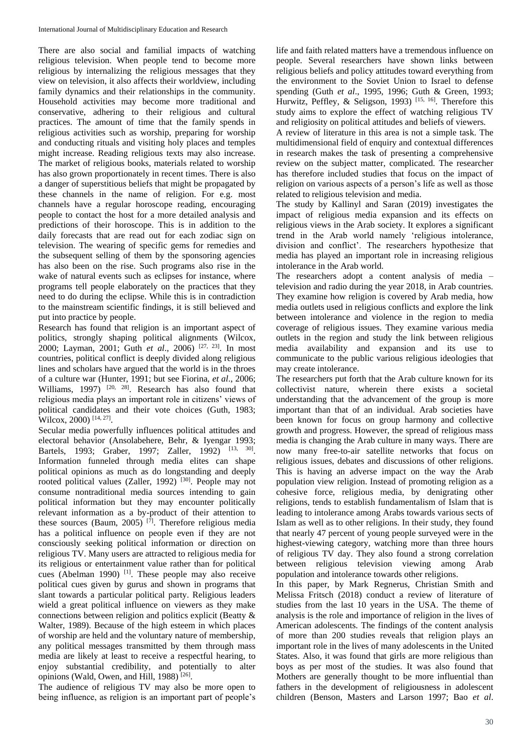There are also social and familial impacts of watching religious television. When people tend to become more religious by internalizing the religious messages that they view on television, it also affects their worldview, including family dynamics and their relationships in the community. Household activities may become more traditional and conservative, adhering to their religious and cultural practices. The amount of time that the family spends in religious activities such as worship, preparing for worship and conducting rituals and visiting holy places and temples might increase. Reading religious texts may also increase. The market of religious books, materials related to worship has also grown proportionately in recent times. There is also a danger of superstitious beliefs that might be propagated by these channels in the name of religion. For e.g. most channels have a regular horoscope reading, encouraging people to contact the host for a more detailed analysis and predictions of their horoscope. This is in addition to the daily forecasts that are read out for each zodiac sign on television. The wearing of specific gems for remedies and the subsequent selling of them by the sponsoring agencies has also been on the rise. Such programs also rise in the wake of natural events such as eclipses for instance, where programs tell people elaborately on the practices that they need to do during the eclipse. While this is in contradiction to the mainstream scientific findings, it is still believed and put into practice by people.

Research has found that religion is an important aspect of politics, strongly shaping political alignments (Wilcox, 2000; Layman, 2001; Guth *et al*., 2006) [27, 23]. In most countries, political conflict is deeply divided along religious lines and scholars have argued that the world is in the throes of a culture war (Hunter, 1991; but see Fiorina, *et al*., 2006; Williams, 1997) [20, 28]. Research has also found that religious media plays an important role in citizens' views of political candidates and their vote choices (Guth, 1983; Wilcox, 2000) [14, 27].

Secular media powerfully influences political attitudes and electoral behavior (Ansolabehere, Behr, & Iyengar 1993; Bartels, 1993; Graber, 1997; Zaller, 1992) [13, 30]. Information funneled through media elites can shape political opinions as much as do longstanding and deeply rooted political values (Zaller, 1992) [30]. People may not consume nontraditional media sources intending to gain political information but they may encounter politically relevant information as a by-product of their attention to these sources (Baum, 2005) [7]. Therefore religious media has a political influence on people even if they are not consciously seeking political information or direction on religious TV. Many users are attracted to religious media for its religious or entertainment value rather than for political cues (Abelman 1990) [1]. These people may also receive political cues given by gurus and shown in programs that slant towards a particular political party. Religious leaders wield a great political influence on viewers as they make connections between religion and politics explicit (Beatty & Walter, 1989). Because of the high esteem in which places of worship are held and the voluntary nature of membership, any political messages transmitted by them through mass media are likely at least to receive a respectful hearing, to enjoy substantial credibility, and potentially to alter opinions (Wald, Owen, and Hill, 1988) [26].

The audience of religious TV may also be more open to being influence, as religion is an important part of people's life and faith related matters have a tremendous influence on people. Several researchers have shown links between religious beliefs and policy attitudes toward everything from the environment to the Soviet Union to Israel to defense spending (Guth *et al*., 1995, 1996; Guth & Green, 1993; Hurwitz, Peffley, & Seligson, 1993) [15, 16]. Therefore this study aims to explore the effect of watching religious TV and religiosity on political attitudes and beliefs of viewers.

A review of literature in this area is not a simple task. The multidimensional field of enquiry and contextual differences in research makes the task of presenting a comprehensive review on the subject matter, complicated. The researcher has therefore included studies that focus on the impact of religion on various aspects of a person's life as well as those related to religious television and media.

The study by Kallinyl and Saran (2019) investigates the impact of religious media expansion and its effects on religious views in the Arab society. It explores a significant trend in the Arab world namely 'religious intolerance, division and conflict'. The researchers hypothesize that media has played an important role in increasing religious intolerance in the Arab world.

The researchers adopt a content analysis of media – television and radio during the year 2018, in Arab countries. They examine how religion is covered by Arab media, how media outlets used in religious conflicts and explore the link between intolerance and violence in the region to media coverage of religious issues. They examine various media outlets in the region and study the link between religious media availability and expansion and its use to communicate to the public various religious ideologies that may create intolerance.

The researchers put forth that the Arab culture known for its collectivist nature, wherein there exists a societal understanding that the advancement of the group is more important than that of an individual. Arab societies have been known for focus on group harmony and collective growth and progress. However, the spread of religious mass media is changing the Arab culture in many ways. There are now many free-to-air satellite networks that focus on religious issues, debates and discussions of other religions. This is having an adverse impact on the way the Arab population view religion. Instead of promoting religion as a cohesive force, religious media, by denigrating other religions, tends to establish fundamentalism of Islam that is leading to intolerance among Arabs towards various sects of Islam as well as to other religions. In their study, they found that nearly 47 percent of young people surveyed were in the highest-viewing category, watching more than three hours of religious TV day. They also found a strong correlation between religious television viewing among Arab population and intolerance towards other religions.

In this paper, by Mark Regnerus, Christian Smith and Melissa Fritsch (2018) conduct a review of literature of studies from the last 10 years in the USA. The theme of analysis is the role and importance of religion in the lives of American adolescents. The findings of the content analysis of more than 200 studies reveals that religion plays an important role in the lives of many adolescents in the United States. Also, it was found that girls are more religious than boys as per most of the studies. It was also found that Mothers are generally thought to be more influential than fathers in the development of religiousness in adolescent children (Benson, Masters and Larson 1997; Bao *et al*.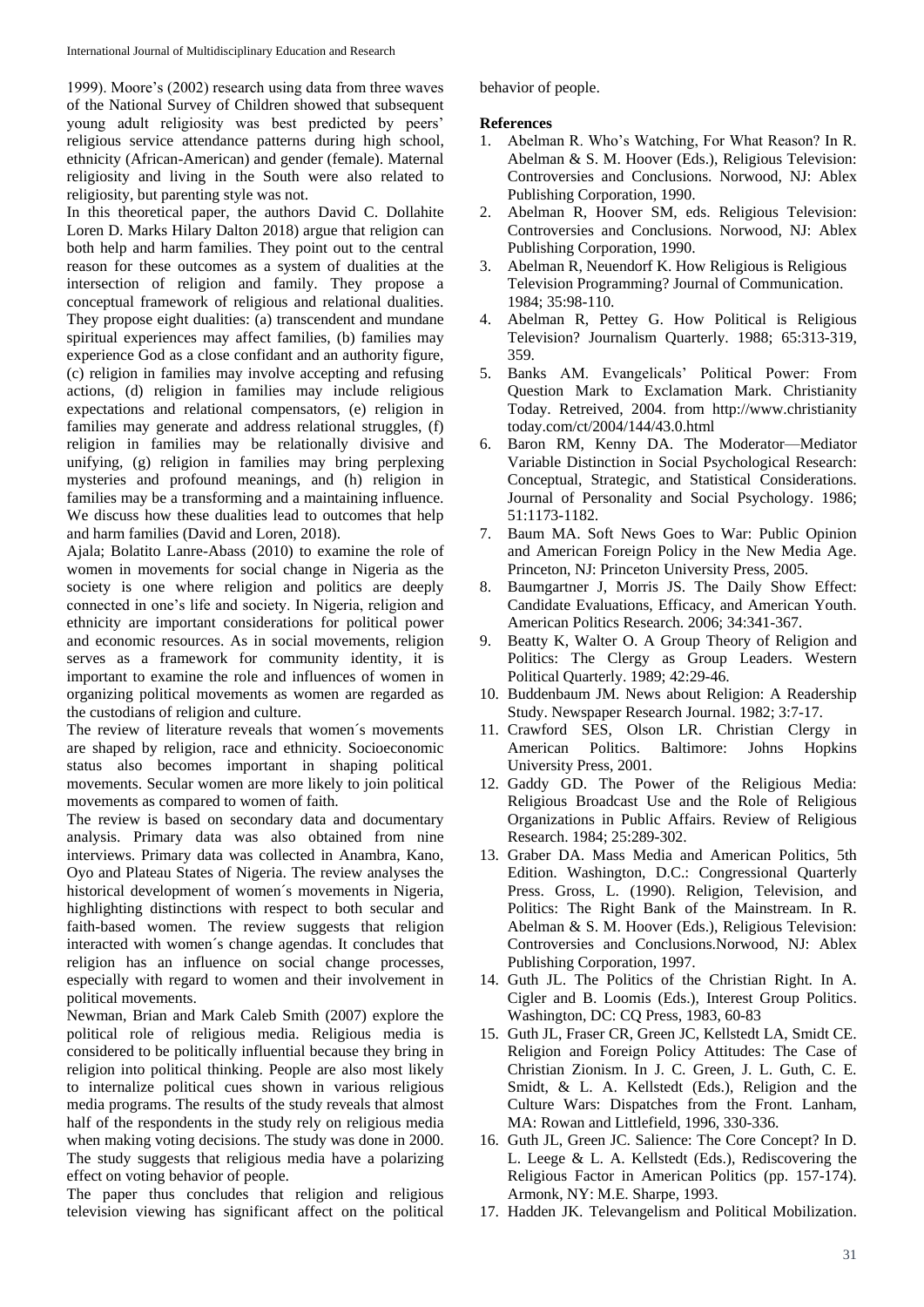1999). Moore's (2002) research using data from three waves of the National Survey of Children showed that subsequent young adult religiosity was best predicted by peers' religious service attendance patterns during high school, ethnicity (African-American) and gender (female). Maternal religiosity and living in the South were also related to religiosity, but parenting style was not.

In this theoretical paper, the authors David C. Dollahite Loren D. Marks Hilary Dalton 2018) argue that religion can both help and harm families. They point out to the central reason for these outcomes as a system of dualities at the intersection of religion and family. They propose a conceptual framework of religious and relational dualities. They propose eight dualities: (a) transcendent and mundane spiritual experiences may affect families, (b) families may experience God as a close confidant and an authority figure, (c) religion in families may involve accepting and refusing actions, (d) religion in families may include religious expectations and relational compensators, (e) religion in families may generate and address relational struggles, (f) religion in families may be relationally divisive and unifying, (g) religion in families may bring perplexing mysteries and profound meanings, and (h) religion in families may be a transforming and a maintaining influence. We discuss how these dualities lead to outcomes that help and harm families (David and Loren, 2018).

Ajala; Bolatito Lanre-Abass (2010) to examine the role of women in movements for social change in Nigeria as the society is one where religion and politics are deeply connected in one's life and society. In Nigeria, religion and ethnicity are important considerations for political power and economic resources. As in social movements, religion serves as a framework for community identity, it is important to examine the role and influences of women in organizing political movements as women are regarded as the custodians of religion and culture.

The review of literature reveals that women´s movements are shaped by religion, race and ethnicity. Socioeconomic status also becomes important in shaping political movements. Secular women are more likely to join political movements as compared to women of faith.

The review is based on secondary data and documentary analysis. Primary data was also obtained from nine interviews. Primary data was collected in Anambra, Kano, Oyo and Plateau States of Nigeria. The review analyses the historical development of women´s movements in Nigeria, highlighting distinctions with respect to both secular and faith-based women. The review suggests that religion interacted with women´s change agendas. It concludes that religion has an influence on social change processes, especially with regard to women and their involvement in political movements.

Newman, Brian and Mark Caleb Smith (2007) explore the political role of religious media. Religious media is considered to be politically influential because they bring in religion into political thinking. People are also most likely to internalize political cues shown in various religious media programs. The results of the study reveals that almost half of the respondents in the study rely on religious media when making voting decisions. The study was done in 2000. The study suggests that religious media have a polarizing effect on voting behavior of people.

The paper thus concludes that religion and religious television viewing has significant affect on the political behavior of people.

## References

1. Abelman R. Who's Watching, For What Reason? In R. Abelman & S. M. Hoover (Eds.), Religious Television: Controversies and Conclusions. Norwood, NJ: Ablex Publishing Corporation, 1990.
2. Abelman R, Hoover SM, eds. Religious Television: Controversies and Conclusions. Norwood, NJ: Ablex Publishing Corporation, 1990.
3. Abelman R, Neuendorf K. How Religious is Religious Television Programming? Journal of Communication. 1984; 35:98-110.
4. Abelman R, Pettey G. How Political is Religious Television? Journalism Quarterly. 1988; 65:313-319, 359.
5. Banks AM. Evangelicals' Political Power: From Question Mark to Exclamation Mark. Christianity Today. Retreived, 2004. from http://www.christianitytoday.com/ct/2004/144/43.0.html
6. Baron RM, Kenny DA. The Moderator—Mediator Variable Distinction in Social Psychological Research: Conceptual, Strategic, and Statistical Considerations. Journal of Personality and Social Psychology. 1986; 51:1173-1182.
7. Baum MA. Soft News Goes to War: Public Opinion and American Foreign Policy in the New Media Age. Princeton, NJ: Princeton University Press, 2005.
8. Baumgartner J, Morris JS. The Daily Show Effect: Candidate Evaluations, Efficacy, and American Youth. American Politics Research. 2006; 34:341-367.
9. Beatty K, Walter O. A Group Theory of Religion and Politics: The Clergy as Group Leaders. Western Political Quarterly. 1989; 42:29-46.
10. Buddenbaum JM. News about Religion: A Readership Study. Newspaper Research Journal. 1982; 3:7-17.
11. Crawford SES, Olson LR. Christian Clergy in American Politics. Baltimore: Johns Hopkins University Press, 2001.
12. Gaddy GD. The Power of the Religious Media: Religious Broadcast Use and the Role of Religious Organizations in Public Affairs. Review of Religious Research. 1984; 25:289-302.
13. Graber DA. Mass Media and American Politics, 5th Edition. Washington, D.C.: Congressional Quarterly Press. Gross, L. (1990). Religion, Television, and Politics: The Right Bank of the Mainstream. In R. Abelman & S. M. Hoover (Eds.), Religious Television: Controversies and Conclusions.Norwood, NJ: Ablex Publishing Corporation, 1997.
14. Guth JL. The Politics of the Christian Right. In A. Cigler and B. Loomis (Eds.), Interest Group Politics. Washington, DC: CQ Press, 1983, 60-83
15. Guth JL, Fraser CR, Green JC, Kellstedt LA, Smidt CE. Religion and Foreign Policy Attitudes: The Case of Christian Zionism. In J. C. Green, J. L. Guth, C. E. Smidt, & L. A. Kellstedt (Eds.), Religion and the Culture Wars: Dispatches from the Front. Lanham, MA: Rowan and Littlefield, 1996, 330-336.
16. Guth JL, Green JC. Salience: The Core Concept? In D. L. Leege & L. A. Kellstedt (Eds.), Rediscovering the Religious Factor in American Politics (pp. 157-174). Armonk, NY: M.E. Sharpe, 1993.
17. Hadden JK. Televangelism and Political Mobilization.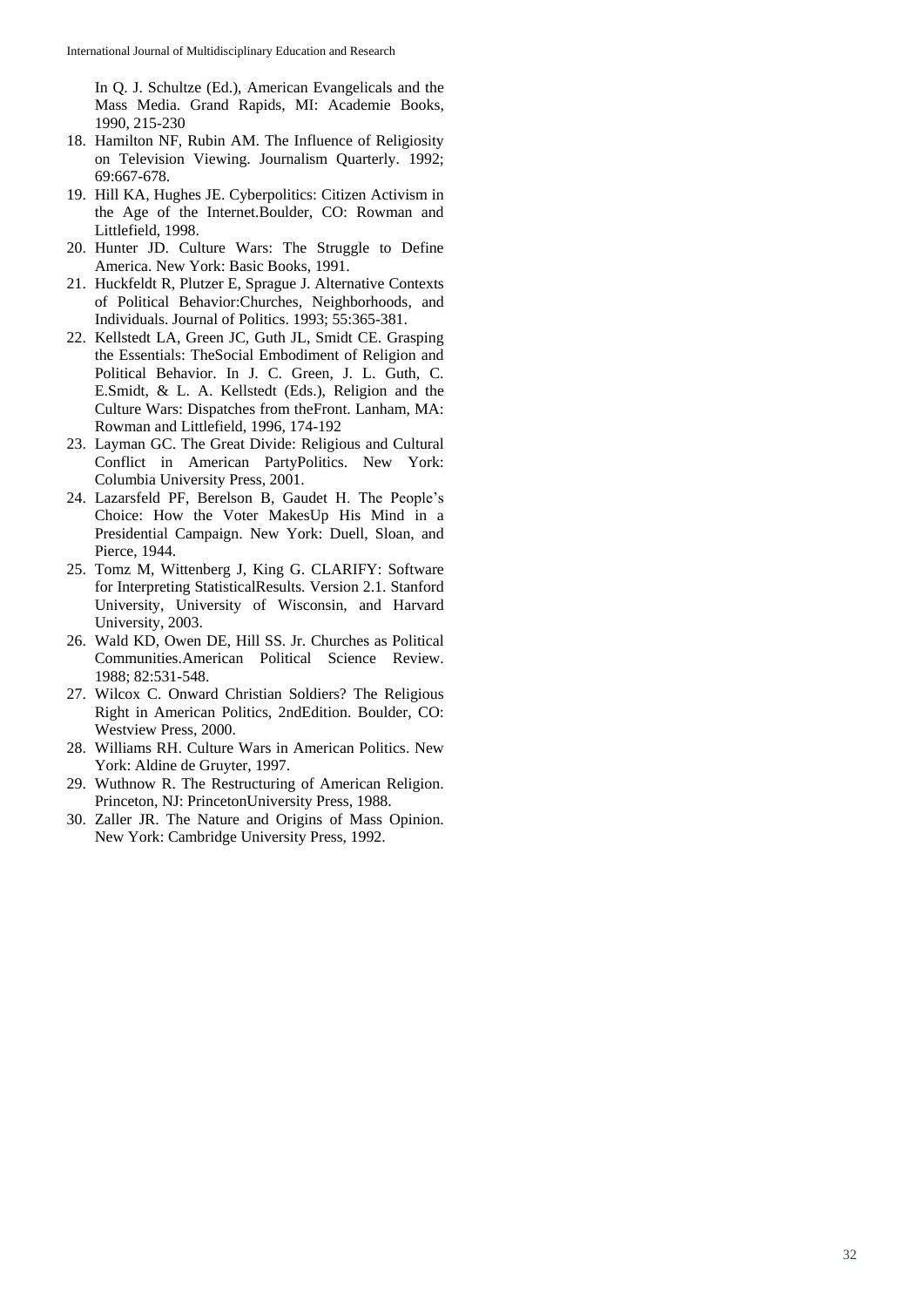In Q. J. Schultze (Ed.), American Evangelicals and the Mass Media. Grand Rapids, MI: Academie Books, 1990, 215-230

18. Hamilton NF, Rubin AM. The Influence of Religiosity on Television Viewing. Journalism Quarterly. 1992; 69:667-678.
19. Hill KA, Hughes JE. Cyberpolitics: Citizen Activism in the Age of the Internet.Boulder, CO: Rowman and Littlefield, 1998.
20. Hunter JD. Culture Wars: The Struggle to Define America. New York: Basic Books, 1991.
21. Huckfeldt R, Plutzer E, Sprague J. Alternative Contexts of Political Behavior:Churches, Neighborhoods, and Individuals. Journal of Politics. 1993; 55:365-381.
22. Kellstedt LA, Green JC, Guth JL, Smidt CE. Grasping the Essentials: TheSocial Embodiment of Religion and Political Behavior. In J. C. Green, J. L. Guth, C. E.Smidt, & L. A. Kellstedt (Eds.), Religion and the Culture Wars: Dispatches from theFront. Lanham, MA: Rowman and Littlefield, 1996, 174-192
23. Layman GC. The Great Divide: Religious and Cultural Conflict in American PartyPolitics. New York: Columbia University Press, 2001.
24. Lazarsfeld PF, Berelson B, Gaudet H. The People's Choice: How the Voter MakesUp His Mind in a Presidential Campaign. New York: Duell, Sloan, and Pierce, 1944.
25. Tomz M, Wittenberg J, King G. CLARIFY: Software for Interpreting StatisticalResults. Version 2.1. Stanford University, University of Wisconsin, and Harvard University, 2003.
26. Wald KD, Owen DE, Hill SS. Jr. Churches as Political Communities.American Political Science Review. 1988; 82:531-548.
27. Wilcox C. Onward Christian Soldiers? The Religious Right in American Politics, 2ndEdition. Boulder, CO: Westview Press, 2000.
28. Williams RH. Culture Wars in American Politics. New York: Aldine de Gruyter, 1997.
29. Wuthnow R. The Restructuring of American Religion. Princeton, NJ: PrincetonUniversity Press, 1988.
30. Zaller JR. The Nature and Origins of Mass Opinion. New York: Cambridge University Press, 1992.